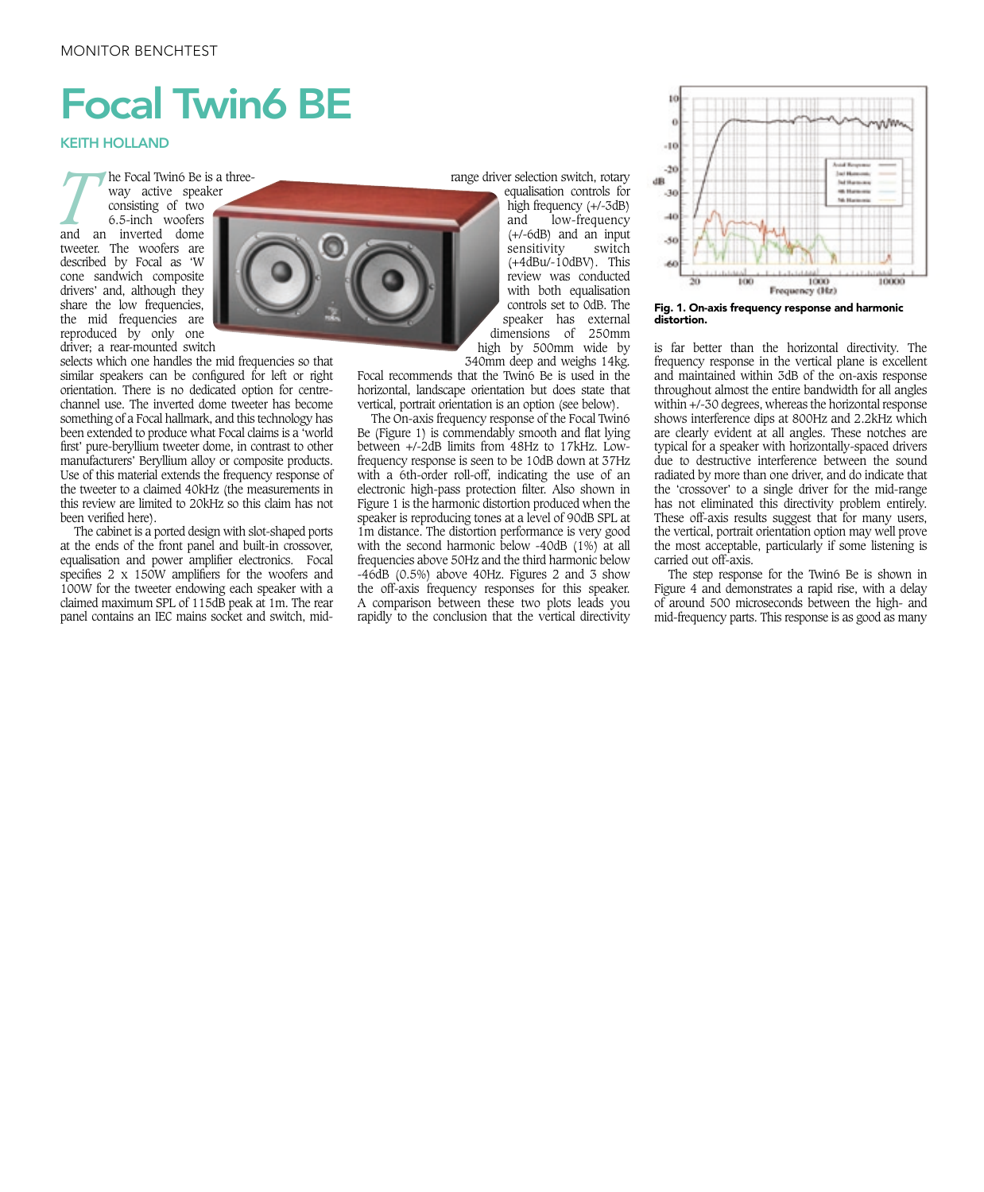# Focal Twin6 BE

KEITH HOLLAND

The Focal Twin6 Be is a three-way active speaker consisting of two 6.5-inch woofers and an inverted dome tweeter. The woofers are described by Focal as 'W cone sandwich composite drivers' and, although they share the low frequencies, the mid frequencies are reproduced by only one driver; a rear-mounted switch selects which one handles the mid frequencies so that similar speakers can be configured for left or right orientation. There is no dedicated option for centre-channel use. The inverted dome tweeter has become something of a Focal hallmark, and this technology has been extended to produce what Focal claims is a 'world first' pure-beryllium tweeter dome, in contrast to other manufacturers' Beryllium alloy or composite products. Use of this material extends the frequency response of the tweeter to a claimed 40kHz (the measurements in this review are limited to 20kHz so this claim has not been verified here).

The cabinet is a ported design with slot-shaped ports at the ends of the front panel and built-in crossover, equalisation and power amplifier electronics. Focal specifies 2 x 150W amplifiers for the woofers and 100W for the tweeter endowing each speaker with a claimed maximum SPL of 115dB peak at 1m. The rear panel contains an IEC mains socket and switch, mid-range driver selection switch, rotary equalisation controls for high frequency (+/-3dB) and low-frequency (+/-6dB) and an input sensitivity switch (+4dBu/-10dBV). This review was conducted with both equalisation controls set to 0dB. The speaker has external dimensions of 250mm high by 500mm wide by 340mm deep and weighs 14kg. Focal recommends that the Twin6 Be is used in the horizontal, landscape orientation but does state that vertical, portrait orientation is an option (see below).

The On-axis frequency response of the Focal Twin6 Be (Figure 1) is commendably smooth and flat lying between +/-2dB limits from 48Hz to 17kHz. Low-frequency response is seen to be 10dB down at 37Hz with a 6th-order roll-off, indicating the use of an electronic high-pass protection filter. Also shown in Figure 1 is the harmonic distortion produced when the speaker is reproducing tones at a level of 90dB SPL at 1m distance. The distortion performance is very good with the second harmonic below -40dB (1%) at all frequencies above 50Hz and the third harmonic below -46dB (0.5%) above 40Hz. Figures 2 and 3 show the off-axis frequency responses for this speaker. A comparison between these two plots leads you rapidly to the conclusion that the vertical directivity is far better than the horizontal directivity. The frequency response in the vertical plane is excellent and maintained within 3dB of the on-axis response throughout almost the entire bandwidth for all angles within +/-30 degrees, whereas the horizontal response shows interference dips at 800Hz and 2.2kHz which are clearly evident at all angles. These notches are typical for a speaker with horizontally-spaced drivers due to destructive interference between the sound radiated by more than one driver, and do indicate that the 'crossover' to a single driver for the mid-range has not eliminated this directivity problem entirely. These off-axis results suggest that for many users, the vertical, portrait orientation option may well prove the most acceptable, particularly if some listening is carried out off-axis.

**Fig. 1. On-axis frequency response and harmonic distortion.**

The step response for the Twin6 Be is shown in Figure 4 and demonstrates a rapid rise, with a delay of around 500 microseconds between the high- and mid-frequency parts. This response is as good as many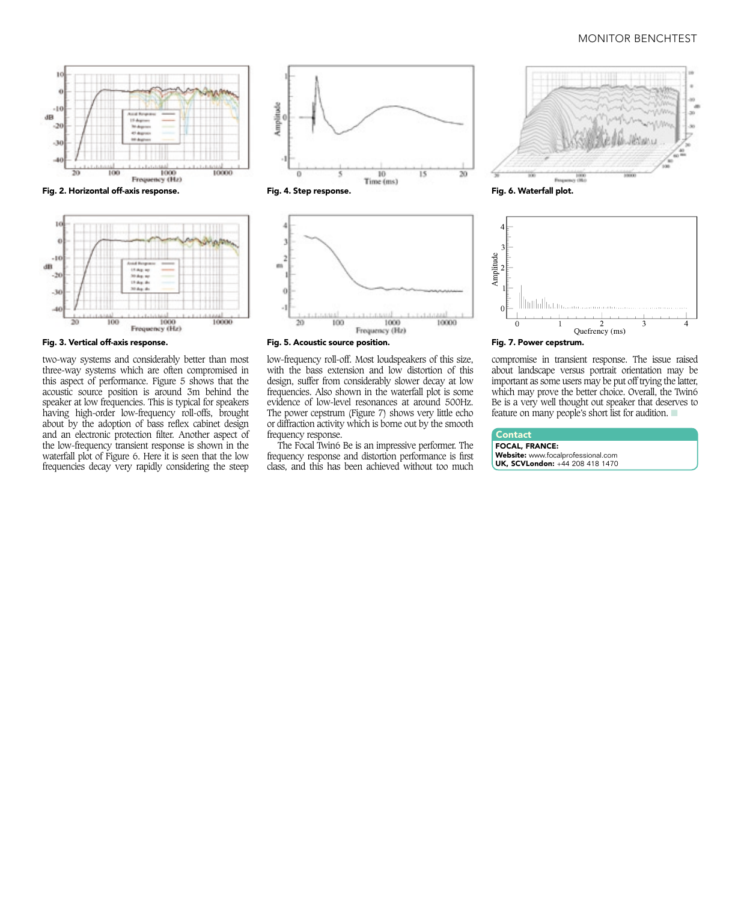10
0
-10
dB
-20
-30
-40
20 100 1000 10000
Frequency (Hz)
Axial Response
15 degrees
30 degrees
45 degrees
60 degrees

Fig. 2. Horizontal off-axis response.

1
Amplitude
0
-1
0 5 10 15 20
Time (ms)

Fig. 4. Step response.

Frequency (Hz)

Fig. 6. Waterfall plot.

10
0
-10
dB
-20
-30
-40
20 100 1000 10000
Frequency (Hz)
Axial Response
15 deg. up
30 deg. up
15 deg. dn
30 deg. dn

Fig. 3. Vertical off-axis response.

4
3
2
m
1
0
-1
20 100 1000 10000
Frequency (Hz)

Fig. 5. Acoustic source position.

4
3
2
Amplitude
1
0
0 1 2 3 4
Quefrency (ms)

Fig. 7. Power cepstrum.

two-way systems and considerably better than most three-way systems which are often compromised in this aspect of performance. Figure 5 shows that the acoustic source position is around 3m behind the speaker at low frequencies. This is typical for speakers having high-order low-frequency roll-offs, brought about by the adoption of bass reflex cabinet design and an electronic protection filter. Another aspect of the low-frequency transient response is shown in the waterfall plot of Figure 6. Here it is seen that the low frequencies decay very rapidly considering the steep low-frequency roll-off. Most loudspeakers of this size, with the bass extension and low distortion of this design, suffer from considerably slower decay at low frequencies. Also shown in the waterfall plot is some evidence of low-level resonances at around 500Hz. The power cepstrum (Figure 7) shows very little echo or diffraction activity which is borne out by the smooth frequency response.

The Focal Twin6 Be is an impressive performer. The frequency response and distortion performance is first class, and this has been achieved without too much compromise in transient response. The issue raised about landscape versus portrait orientation may be important as some users may be put off trying the latter, which may prove the better choice. Overall, the Twin6 Be is a very well thought out speaker that deserves to feature on many people's short list for audition.

**Contact**

**FOCAL, FRANCE:**
**Website:** www.focalprofessional.com
**UK, SCVLondon:** +44 208 418 1470